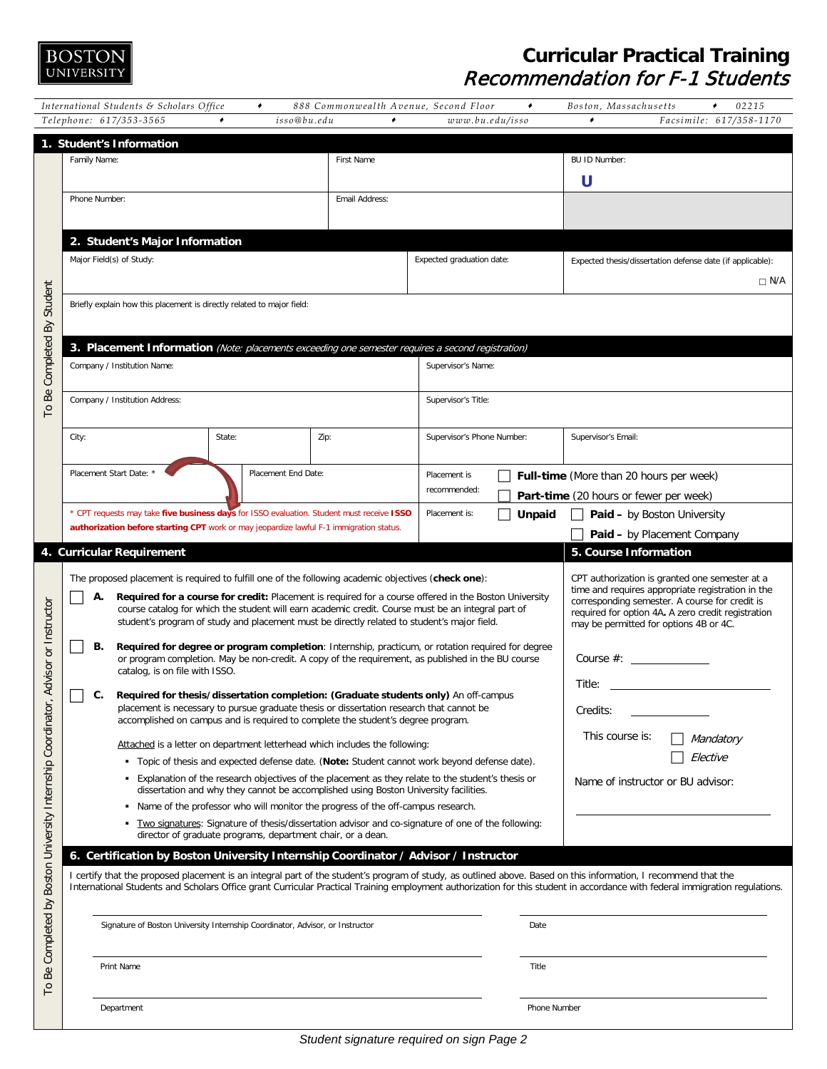# Curricular Practical Training

## *Recommendation for F-1 Students*

*International Students & Scholars Office • 888 Commonwealth Avenue, Second Floor • Boston, Massachusetts • 02215*
*Telephone: 617/353-3565 • isso@bu.edu • www.bu.edu/isso • Facsimile: 617/358-1170*

**To Be Completed By Student**

## 1. Student's Information

| Family Name: | First Name | BU ID Number: U |
|---|---|---|
| Phone Number: | Email Address: | |

## 2. Student's Major Information

| Major Field(s) of Study: | Expected graduation date: | Expected thesis/dissertation defense date (if applicable): ☐ N/A |
|---|---|---|

Briefly explain how this placement is directly related to major field:

## 3. Placement Information *(Note: placements exceeding one semester requires a second registration)*

| Company / Institution Name: | | | Supervisor's Name: | |
|---|---|---|---|---|
| Company / Institution Address: | | | Supervisor's Title: | |
| City: | State: | Zip: | Supervisor's Phone Number: | Supervisor's Email: |
| Placement Start Date: * | Placement End Date: | | Placement is recommended: | ☐ **Full-time** (More than 20 hours per week) ☐ **Part-time** (20 hours or fewer per week) |
| * CPT requests may take **five business days** for ISSO evaluation. Student must receive **ISSO authorization before starting CPT** work or may jeopardize lawful F-1 immigration status. | | | Placement is: | ☐ **Unpaid** ☐ **Paid –** by Boston University ☐ **Paid –** by Placement Company |

**To Be Completed by Boston University Internship Coordinator, Advisor or Instructor**

## 4. Curricular Requirement

The proposed placement is required to fulfill one of the following academic objectives (**check one**):

☐ **A. Required for a course for credit:** Placement is required for a course offered in the Boston University course catalog for which the student will earn academic credit. Course must be an integral part of student's program of study and placement must be directly related to student's major field.

☐ **B. Required for degree or program completion**: Internship, practicum, or rotation required for degree or program completion. May be non-credit. A copy of the requirement, as published in the BU course catalog, is on file with ISSO.

☐ **C. Required for thesis/dissertation completion: (Graduate students only)** An off-campus placement is necessary to pursue graduate thesis or dissertation research that cannot be accomplished on campus and is required to complete the student's degree program.

Attached is a letter on department letterhead which includes the following:

- Topic of thesis and expected defense date. (**Note:** Student cannot work beyond defense date).
- Explanation of the research objectives of the placement as they relate to the student's thesis or dissertation and why they cannot be accomplished using Boston University facilities.
- Name of the professor who will monitor the progress of the off-campus research.
- Two signatures: Signature of thesis/dissertation advisor and co-signature of one of the following: director of graduate programs, department chair, or a dean.

## 5. Course Information

CPT authorization is granted one semester at a time and requires appropriate registration in the corresponding semester. A course for credit is required for option 4A**.** A zero credit registration may be permitted for options 4B or 4C.

Course #: ____________

Title: ____________

Credits: ____________

This course is: ☐ *Mandatory* ☐ *Elective*

Name of instructor or BU advisor:

____________

## 6. Certification by Boston University Internship Coordinator / Advisor / Instructor

I certify that the proposed placement is an integral part of the student's program of study, as outlined above. Based on this information, I recommend that the International Students and Scholars Office grant Curricular Practical Training employment authorization for this student in accordance with federal immigration regulations.

| | |
|---|---|
| Signature of Boston University Internship Coordinator, Advisor, or Instructor | Date |
| Print Name | Title |
| Department | Phone Number |

*Student signature required on sign Page 2*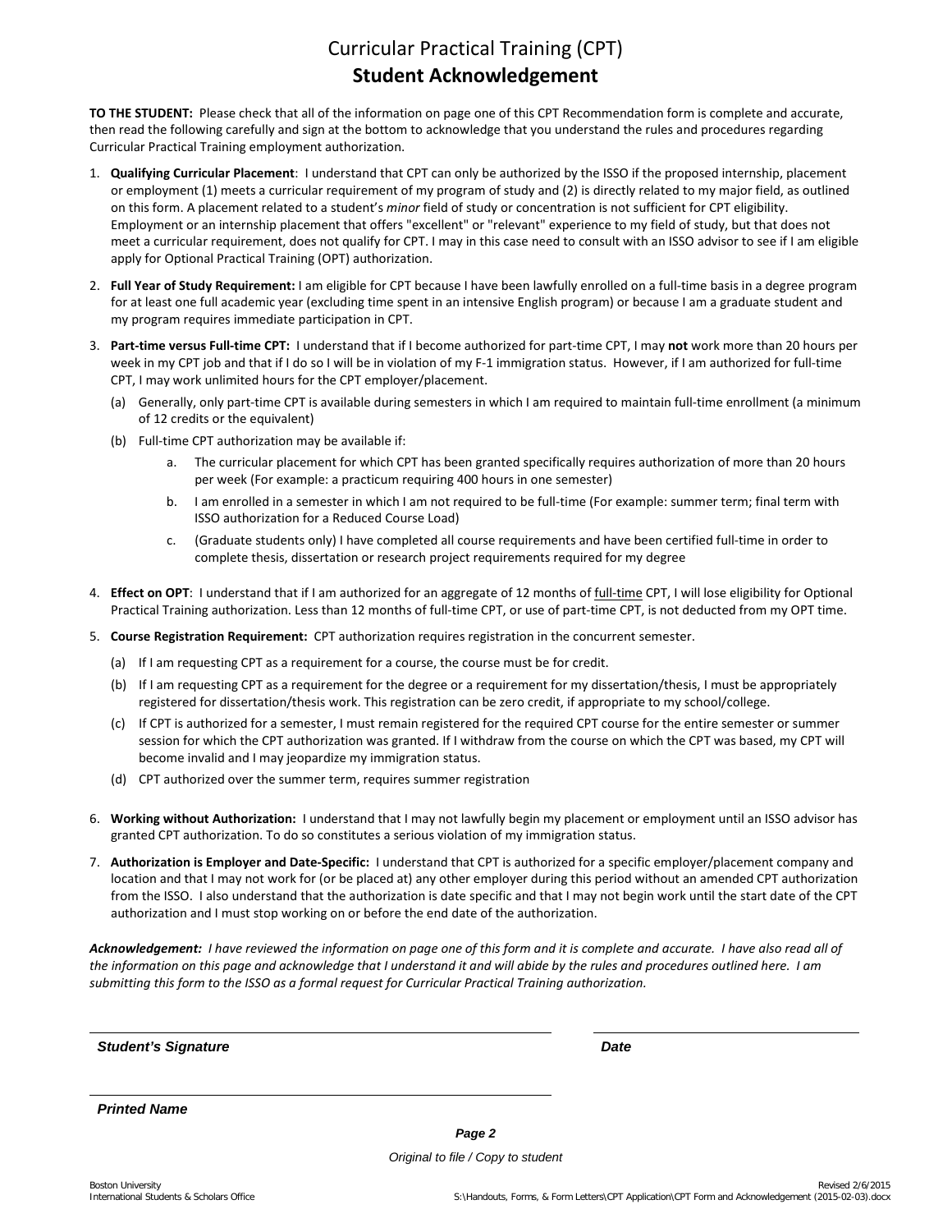# Curricular Practical Training (CPT)
## Student Acknowledgement

**TO THE STUDENT:** Please check that all of the information on page one of this CPT Recommendation form is complete and accurate, then read the following carefully and sign at the bottom to acknowledge that you understand the rules and procedures regarding Curricular Practical Training employment authorization.

1. **Qualifying Curricular Placement**: I understand that CPT can only be authorized by the ISSO if the proposed internship, placement or employment (1) meets a curricular requirement of my program of study and (2) is directly related to my major field, as outlined on this form. A placement related to a student's *minor* field of study or concentration is not sufficient for CPT eligibility. Employment or an internship placement that offers "excellent" or "relevant" experience to my field of study, but that does not meet a curricular requirement, does not qualify for CPT. I may in this case need to consult with an ISSO advisor to see if I am eligible apply for Optional Practical Training (OPT) authorization.

2. **Full Year of Study Requirement:** I am eligible for CPT because I have been lawfully enrolled on a full-time basis in a degree program for at least one full academic year (excluding time spent in an intensive English program) or because I am a graduate student and my program requires immediate participation in CPT.

3. **Part-time versus Full-time CPT:** I understand that if I become authorized for part-time CPT, I may **not** work more than 20 hours per week in my CPT job and that if I do so I will be in violation of my F-1 immigration status. However, if I am authorized for full-time CPT, I may work unlimited hours for the CPT employer/placement.
   - (a) Generally, only part-time CPT is available during semesters in which I am required to maintain full-time enrollment (a minimum of 12 credits or the equivalent)
   - (b) Full-time CPT authorization may be available if:
     - a. The curricular placement for which CPT has been granted specifically requires authorization of more than 20 hours per week (For example: a practicum requiring 400 hours in one semester)
     - b. I am enrolled in a semester in which I am not required to be full-time (For example: summer term; final term with ISSO authorization for a Reduced Course Load)
     - c. (Graduate students only) I have completed all course requirements and have been certified full-time in order to complete thesis, dissertation or research project requirements required for my degree

4. **Effect on OPT**: I understand that if I am authorized for an aggregate of 12 months of <u>full-time</u> CPT, I will lose eligibility for Optional Practical Training authorization. Less than 12 months of full-time CPT, or use of part-time CPT, is not deducted from my OPT time.

5. **Course Registration Requirement:** CPT authorization requires registration in the concurrent semester.
   - (a) If I am requesting CPT as a requirement for a course, the course must be for credit.
   - (b) If I am requesting CPT as a requirement for the degree or a requirement for my dissertation/thesis, I must be appropriately registered for dissertation/thesis work. This registration can be zero credit, if appropriate to my school/college.
   - (c) If CPT is authorized for a semester, I must remain registered for the required CPT course for the entire semester or summer session for which the CPT authorization was granted. If I withdraw from the course on which the CPT was based, my CPT will become invalid and I may jeopardize my immigration status.
   - (d) CPT authorized over the summer term, requires summer registration

6. **Working without Authorization:** I understand that I may not lawfully begin my placement or employment until an ISSO advisor has granted CPT authorization. To do so constitutes a serious violation of my immigration status.

7. **Authorization is Employer and Date-Specific:** I understand that CPT is authorized for a specific employer/placement company and location and that I may not work for (or be placed at) any other employer during this period without an amended CPT authorization from the ISSO. I also understand that the authorization is date specific and that I may not begin work until the start date of the CPT authorization and I must stop working on or before the end date of the authorization.

***Acknowledgement:*** *I have reviewed the information on page one of this form and it is complete and accurate. I have also read all of the information on this page and acknowledge that I understand it and will abide by the rules and procedures outlined here. I am submitting this form to the ISSO as a formal request for Curricular Practical Training authorization.*

______________________________________________ &nbsp;&nbsp;&nbsp; ____________________________

***Student's Signature*** &nbsp;&nbsp;&nbsp;&nbsp;&nbsp;&nbsp;&nbsp;&nbsp;&nbsp;&nbsp;&nbsp;&nbsp;&nbsp;&nbsp;&nbsp;&nbsp;&nbsp;&nbsp;&nbsp;&nbsp;&nbsp;&nbsp;&nbsp;&nbsp;&nbsp;&nbsp;&nbsp;&nbsp;&nbsp;&nbsp;&nbsp;&nbsp; ***Date***

______________________________________________

***Printed Name***

*Original to file / Copy to student*